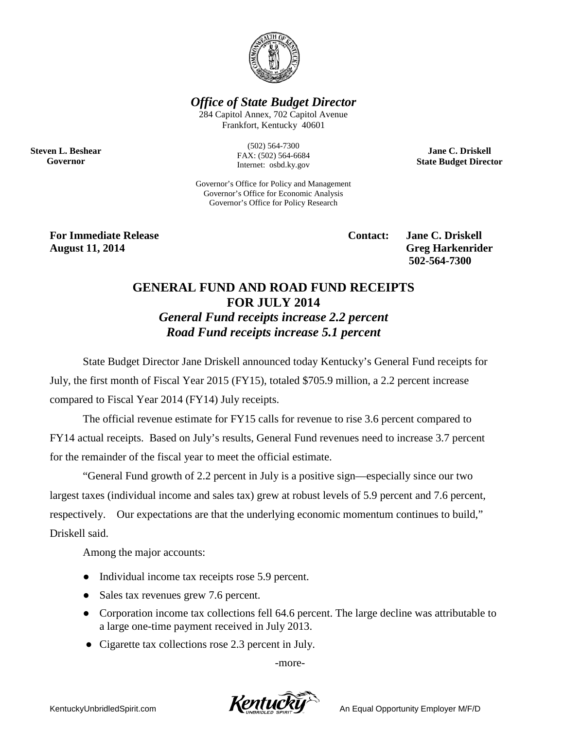***Office of State Budget Director***

284 Capitol Annex, 702 Capitol Avenue
Frankfort, Kentucky 40601

**Steven L. Beshear**
**Governor**

(502) 564-7300
FAX: (502) 564-6684
Internet: osbd.ky.gov

**Jane C. Driskell**
**State Budget Director**

Governor's Office for Policy and Management
Governor's Office for Economic Analysis
Governor's Office for Policy Research

**For Immediate Release**
**August 11, 2014**

**Contact: Jane C. Driskell**
**Greg Harkenrider**
**502-564-7300**

## GENERAL FUND AND ROAD FUND RECEIPTS FOR JULY 2014

***General Fund receipts increase 2.2 percent***
***Road Fund receipts increase 5.1 percent***

State Budget Director Jane Driskell announced today Kentucky's General Fund receipts for July, the first month of Fiscal Year 2015 (FY15), totaled $705.9 million, a 2.2 percent increase compared to Fiscal Year 2014 (FY14) July receipts.

The official revenue estimate for FY15 calls for revenue to rise 3.6 percent compared to FY14 actual receipts. Based on July's results, General Fund revenues need to increase 3.7 percent for the remainder of the fiscal year to meet the official estimate.

"General Fund growth of 2.2 percent in July is a positive sign—especially since our two largest taxes (individual income and sales tax) grew at robust levels of 5.9 percent and 7.6 percent, respectively. Our expectations are that the underlying economic momentum continues to build," Driskell said.

Among the major accounts:

- Individual income tax receipts rose 5.9 percent.
- Sales tax revenues grew 7.6 percent.
- Corporation income tax collections fell 64.6 percent. The large decline was attributable to a large one-time payment received in July 2013.
- Cigarette tax collections rose 2.3 percent in July.

-more-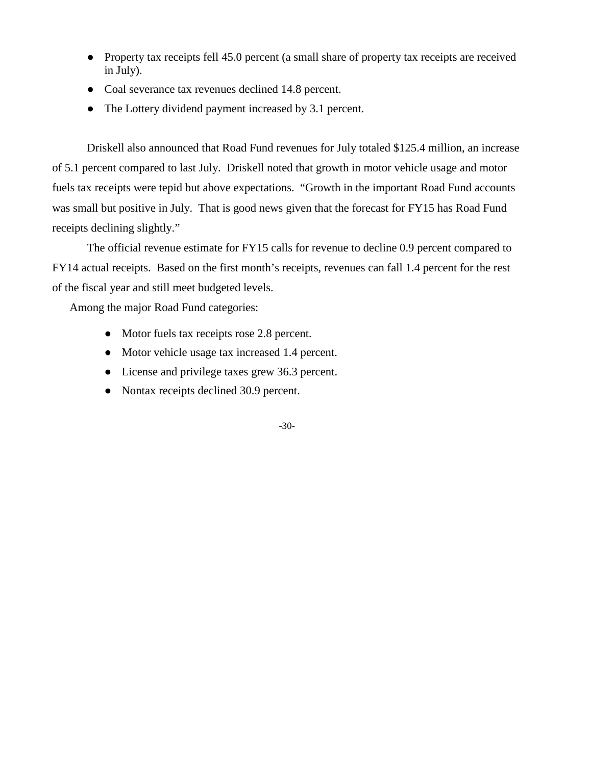- Property tax receipts fell 45.0 percent (a small share of property tax receipts are received in July).
- Coal severance tax revenues declined 14.8 percent.
- The Lottery dividend payment increased by 3.1 percent.

Driskell also announced that Road Fund revenues for July totaled $125.4 million, an increase of 5.1 percent compared to last July. Driskell noted that growth in motor vehicle usage and motor fuels tax receipts were tepid but above expectations. “Growth in the important Road Fund accounts was small but positive in July. That is good news given that the forecast for FY15 has Road Fund receipts declining slightly.”

The official revenue estimate for FY15 calls for revenue to decline 0.9 percent compared to FY14 actual receipts. Based on the first month’s receipts, revenues can fall 1.4 percent for the rest of the fiscal year and still meet budgeted levels.

Among the major Road Fund categories:

- Motor fuels tax receipts rose 2.8 percent.
- Motor vehicle usage tax increased 1.4 percent.
- License and privilege taxes grew 36.3 percent.
- Nontax receipts declined 30.9 percent.

-30-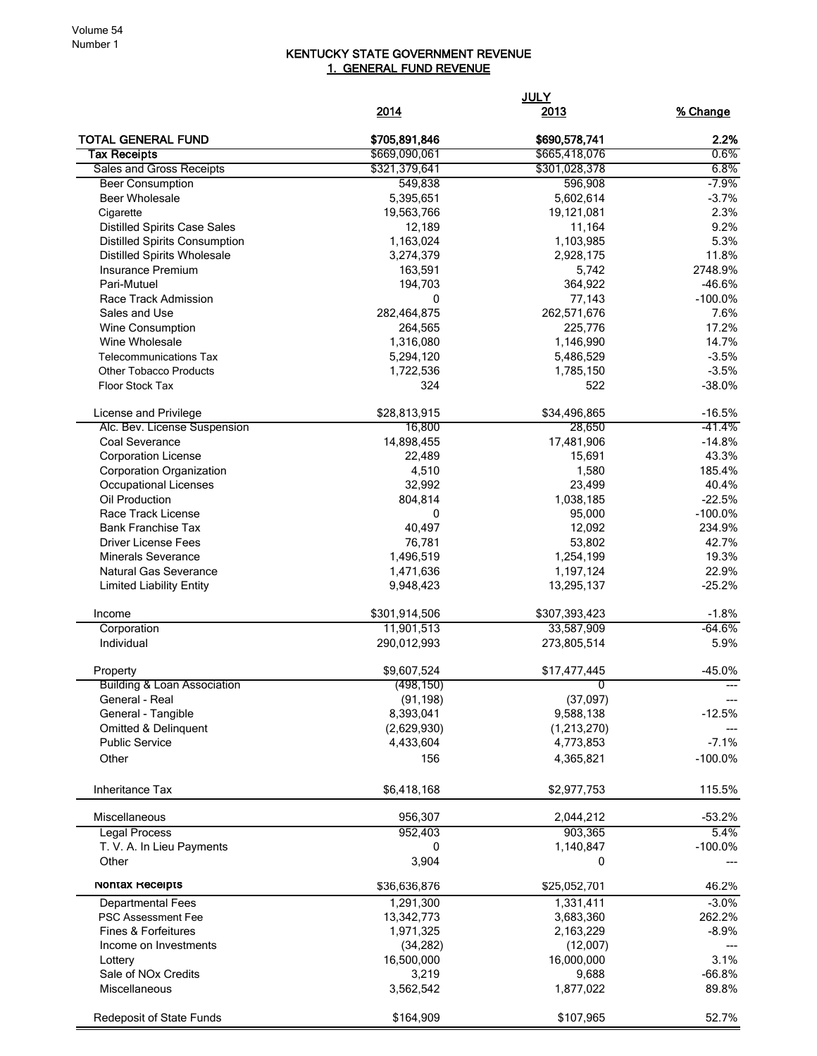# KENTUCKY STATE GOVERNMENT REVENUE
## 1. GENERAL FUND REVENUE

| | JULY | | |
|---|---|---|---|
| | 2014 | 2013 | % Change |
| **TOTAL GENERAL FUND** | **$705,891,846** | **$690,578,741** | **2.2%** |
| **Tax Receipts** | $669,090,061 | $665,418,076 | 0.6% |
| Sales and Gross Receipts | $321,379,641 | $301,028,378 | 6.8% |
| Beer Consumption | 549,838 | 596,908 | -7.9% |
| Beer Wholesale | 5,395,651 | 5,602,614 | -3.7% |
| Cigarette | 19,563,766 | 19,121,081 | 2.3% |
| Distilled Spirits Case Sales | 12,189 | 11,164 | 9.2% |
| Distilled Spirits Consumption | 1,163,024 | 1,103,985 | 5.3% |
| Distilled Spirits Wholesale | 3,274,379 | 2,928,175 | 11.8% |
| Insurance Premium | 163,591 | 5,742 | 2748.9% |
| Pari-Mutuel | 194,703 | 364,922 | -46.6% |
| Race Track Admission | 0 | 77,143 | -100.0% |
| Sales and Use | 282,464,875 | 262,571,676 | 7.6% |
| Wine Consumption | 264,565 | 225,776 | 17.2% |
| Wine Wholesale | 1,316,080 | 1,146,990 | 14.7% |
| Telecommunications Tax | 5,294,120 | 5,486,529 | -3.5% |
| Other Tobacco Products | 1,722,536 | 1,785,150 | -3.5% |
| Floor Stock Tax | 324 | 522 | -38.0% |
| | | | |
| License and Privilege | $28,813,915 | $34,496,865 | -16.5% |
| Alc. Bev. License Suspension | 16,800 | 28,650 | -41.4% |
| Coal Severance | 14,898,455 | 17,481,906 | -14.8% |
| Corporation License | 22,489 | 15,691 | 43.3% |
| Corporation Organization | 4,510 | 1,580 | 185.4% |
| Occupational Licenses | 32,992 | 23,499 | 40.4% |
| Oil Production | 804,814 | 1,038,185 | -22.5% |
| Race Track License | 0 | 95,000 | -100.0% |
| Bank Franchise Tax | 40,497 | 12,092 | 234.9% |
| Driver License Fees | 76,781 | 53,802 | 42.7% |
| Minerals Severance | 1,496,519 | 1,254,199 | 19.3% |
| Natural Gas Severance | 1,471,636 | 1,197,124 | 22.9% |
| Limited Liability Entity | 9,948,423 | 13,295,137 | -25.2% |
| | | | |
| Income | $301,914,506 | $307,393,423 | -1.8% |
| Corporation | 11,901,513 | 33,587,909 | -64.6% |
| Individual | 290,012,993 | 273,805,514 | 5.9% |
| | | | |
| Property | $9,607,524 | $17,477,445 | -45.0% |
| Building & Loan Association | (498,150) | 0 | --- |
| General - Real | (91,198) | (37,097) | --- |
| General - Tangible | 8,393,041 | 9,588,138 | -12.5% |
| Omitted & Delinquent | (2,629,930) | (1,213,270) | --- |
| Public Service | 4,433,604 | 4,773,853 | -7.1% |
| Other | 156 | 4,365,821 | -100.0% |
| | | | |
| Inheritance Tax | $6,418,168 | $2,977,753 | 115.5% |
| | | | |
| Miscellaneous | 956,307 | 2,044,212 | -53.2% |
| Legal Process | 952,403 | 903,365 | 5.4% |
| T. V. A. In Lieu Payments | 0 | 1,140,847 | -100.0% |
| Other | 3,904 | 0 | --- |
| | | | |
| **Nontax Receipts** | $36,636,876 | $25,052,701 | 46.2% |
| Departmental Fees | 1,291,300 | 1,331,411 | -3.0% |
| PSC Assessment Fee | 13,342,773 | 3,683,360 | 262.2% |
| Fines & Forfeitures | 1,971,325 | 2,163,229 | -8.9% |
| Income on Investments | (34,282) | (12,007) | --- |
| Lottery | 16,500,000 | 16,000,000 | 3.1% |
| Sale of NOx Credits | 3,219 | 9,688 | -66.8% |
| Miscellaneous | 3,562,542 | 1,877,022 | 89.8% |
| | | | |
| Redeposit of State Funds | $164,909 | $107,965 | 52.7% |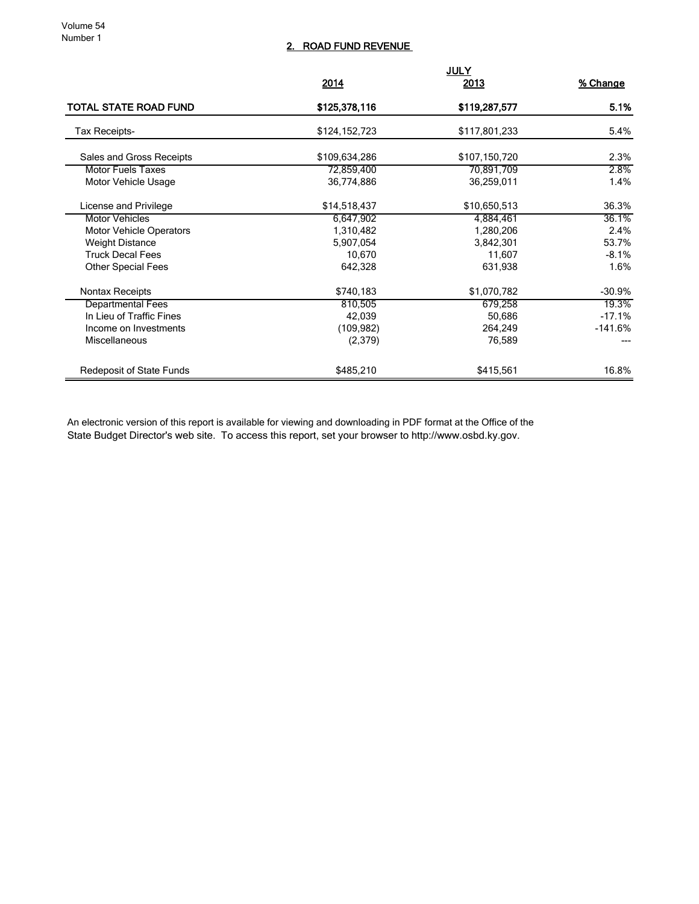## 2. ROAD FUND REVENUE

| | JULY 2014 | JULY 2013 | % Change |
|---|---|---|---|
| **TOTAL STATE ROAD FUND** | **$125,378,116** | **$119,287,577** | **5.1%** |
| Tax Receipts- | $124,152,723 | $117,801,233 | 5.4% |
| Sales and Gross Receipts | $109,634,286 | $107,150,720 | 2.3% |
| Motor Fuels Taxes | 72,859,400 | 70,891,709 | 2.8% |
| Motor Vehicle Usage | 36,774,886 | 36,259,011 | 1.4% |
| License and Privilege | $14,518,437 | $10,650,513 | 36.3% |
| Motor Vehicles | 6,647,902 | 4,884,461 | 36.1% |
| Motor Vehicle Operators | 1,310,482 | 1,280,206 | 2.4% |
| Weight Distance | 5,907,054 | 3,842,301 | 53.7% |
| Truck Decal Fees | 10,670 | 11,607 | -8.1% |
| Other Special Fees | 642,328 | 631,938 | 1.6% |
| Nontax Receipts | $740,183 | $1,070,782 | -30.9% |
| Departmental Fees | 810,505 | 679,258 | 19.3% |
| In Lieu of Traffic Fines | 42,039 | 50,686 | -17.1% |
| Income on Investments | (109,982) | 264,249 | -141.6% |
| Miscellaneous | (2,379) | 76,589 | --- |
| Redeposit of State Funds | $485,210 | $415,561 | 16.8% |

An electronic version of this report is available for viewing and downloading in PDF format at the Office of the State Budget Director's web site. To access this report, set your browser to http://www.osbd.ky.gov.